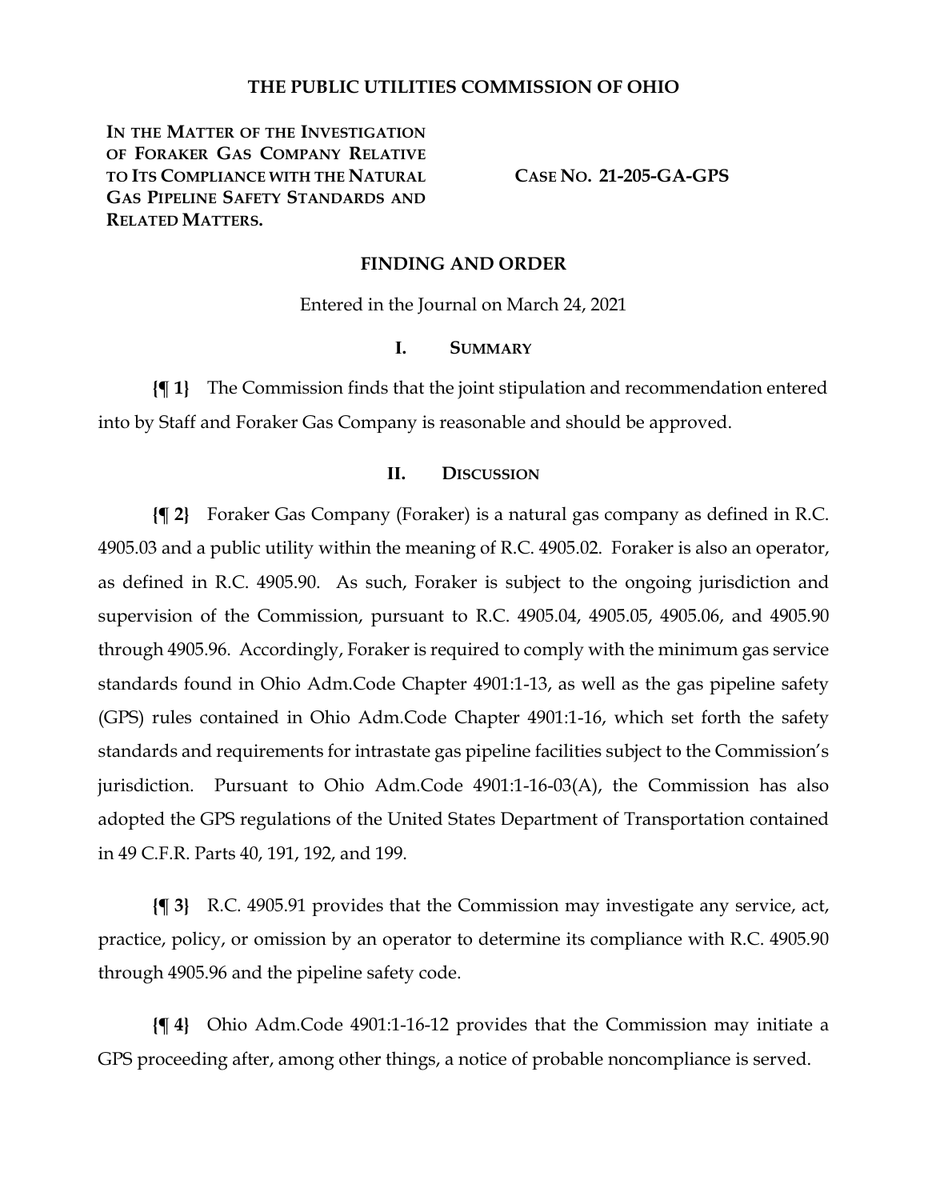# THE PUBLIC UTILITIES COMMISSION OF OHIO

**IN THE MATTER OF THE INVESTIGATION OF FORAKER GAS COMPANY RELATIVE TO ITS COMPLIANCE WITH THE NATURAL GAS PIPELINE SAFETY STANDARDS AND RELATED MATTERS.**

**CASE NO. 21-205-GA-GPS**

## FINDING AND ORDER

Entered in the Journal on March 24, 2021

### I. SUMMARY

**{¶ 1}** The Commission finds that the joint stipulation and recommendation entered into by Staff and Foraker Gas Company is reasonable and should be approved.

### II. DISCUSSION

**{¶ 2}** Foraker Gas Company (Foraker) is a natural gas company as defined in R.C. 4905.03 and a public utility within the meaning of R.C. 4905.02. Foraker is also an operator, as defined in R.C. 4905.90. As such, Foraker is subject to the ongoing jurisdiction and supervision of the Commission, pursuant to R.C. 4905.04, 4905.05, 4905.06, and 4905.90 through 4905.96. Accordingly, Foraker is required to comply with the minimum gas service standards found in Ohio Adm.Code Chapter 4901:1-13, as well as the gas pipeline safety (GPS) rules contained in Ohio Adm.Code Chapter 4901:1-16, which set forth the safety standards and requirements for intrastate gas pipeline facilities subject to the Commission's jurisdiction. Pursuant to Ohio Adm.Code 4901:1-16-03(A), the Commission has also adopted the GPS regulations of the United States Department of Transportation contained in 49 C.F.R. Parts 40, 191, 192, and 199.

**{¶ 3}** R.C. 4905.91 provides that the Commission may investigate any service, act, practice, policy, or omission by an operator to determine its compliance with R.C. 4905.90 through 4905.96 and the pipeline safety code.

**{¶ 4}** Ohio Adm.Code 4901:1-16-12 provides that the Commission may initiate a GPS proceeding after, among other things, a notice of probable noncompliance is served.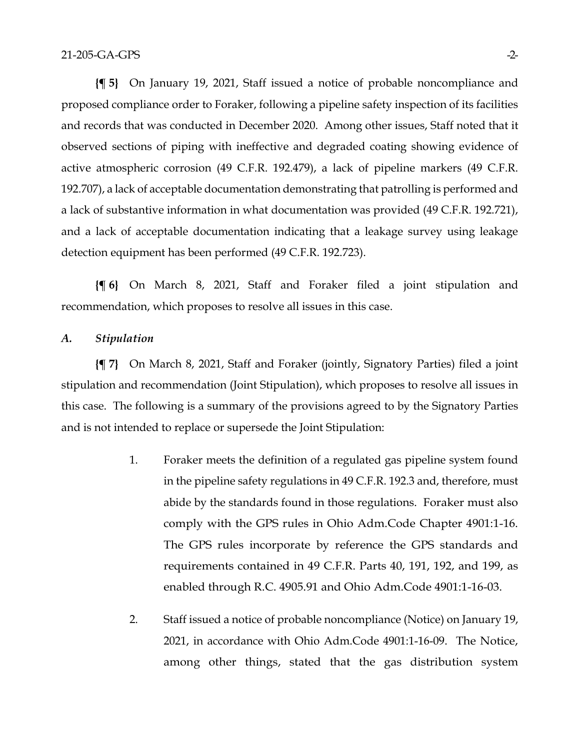**{¶ 5}** On January 19, 2021, Staff issued a notice of probable noncompliance and proposed compliance order to Foraker, following a pipeline safety inspection of its facilities and records that was conducted in December 2020. Among other issues, Staff noted that it observed sections of piping with ineffective and degraded coating showing evidence of active atmospheric corrosion (49 C.F.R. 192.479), a lack of pipeline markers (49 C.F.R. 192.707), a lack of acceptable documentation demonstrating that patrolling is performed and a lack of substantive information in what documentation was provided (49 C.F.R. 192.721), and a lack of acceptable documentation indicating that a leakage survey using leakage detection equipment has been performed (49 C.F.R. 192.723).

**{¶ 6}** On March 8, 2021, Staff and Foraker filed a joint stipulation and recommendation, which proposes to resolve all issues in this case.

### *A. Stipulation*

**{¶ 7}** On March 8, 2021, Staff and Foraker (jointly, Signatory Parties) filed a joint stipulation and recommendation (Joint Stipulation), which proposes to resolve all issues in this case. The following is a summary of the provisions agreed to by the Signatory Parties and is not intended to replace or supersede the Joint Stipulation:

1. Foraker meets the definition of a regulated gas pipeline system found in the pipeline safety regulations in 49 C.F.R. 192.3 and, therefore, must abide by the standards found in those regulations. Foraker must also comply with the GPS rules in Ohio Adm.Code Chapter 4901:1-16. The GPS rules incorporate by reference the GPS standards and requirements contained in 49 C.F.R. Parts 40, 191, 192, and 199, as enabled through R.C. 4905.91 and Ohio Adm.Code 4901:1-16-03.

2. Staff issued a notice of probable noncompliance (Notice) on January 19, 2021, in accordance with Ohio Adm.Code 4901:1-16-09. The Notice, among other things, stated that the gas distribution system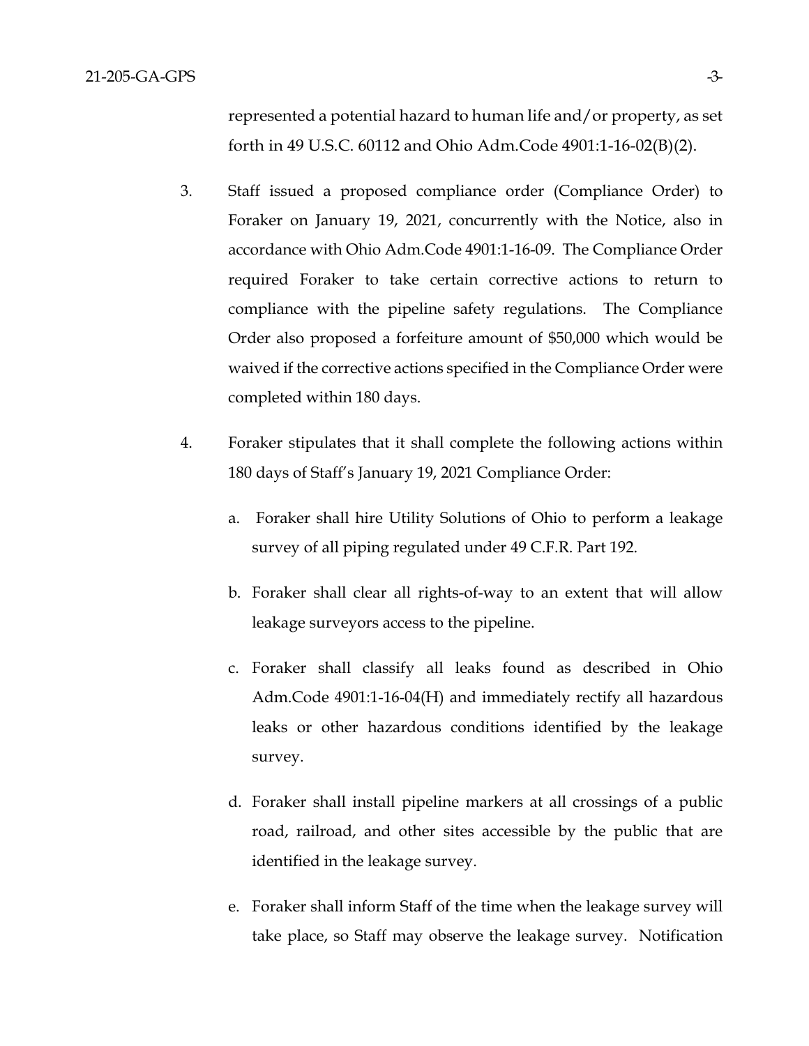represented a potential hazard to human life and/or property, as set forth in 49 U.S.C. 60112 and Ohio Adm.Code 4901:1-16-02(B)(2).

3. Staff issued a proposed compliance order (Compliance Order) to Foraker on January 19, 2021, concurrently with the Notice, also in accordance with Ohio Adm.Code 4901:1-16-09. The Compliance Order required Foraker to take certain corrective actions to return to compliance with the pipeline safety regulations. The Compliance Order also proposed a forfeiture amount of $50,000 which would be waived if the corrective actions specified in the Compliance Order were completed within 180 days.

4. Foraker stipulates that it shall complete the following actions within 180 days of Staff's January 19, 2021 Compliance Order:

   a. Foraker shall hire Utility Solutions of Ohio to perform a leakage survey of all piping regulated under 49 C.F.R. Part 192.

   b. Foraker shall clear all rights-of-way to an extent that will allow leakage surveyors access to the pipeline.

   c. Foraker shall classify all leaks found as described in Ohio Adm.Code 4901:1-16-04(H) and immediately rectify all hazardous leaks or other hazardous conditions identified by the leakage survey.

   d. Foraker shall install pipeline markers at all crossings of a public road, railroad, and other sites accessible by the public that are identified in the leakage survey.

   e. Foraker shall inform Staff of the time when the leakage survey will take place, so Staff may observe the leakage survey. Notification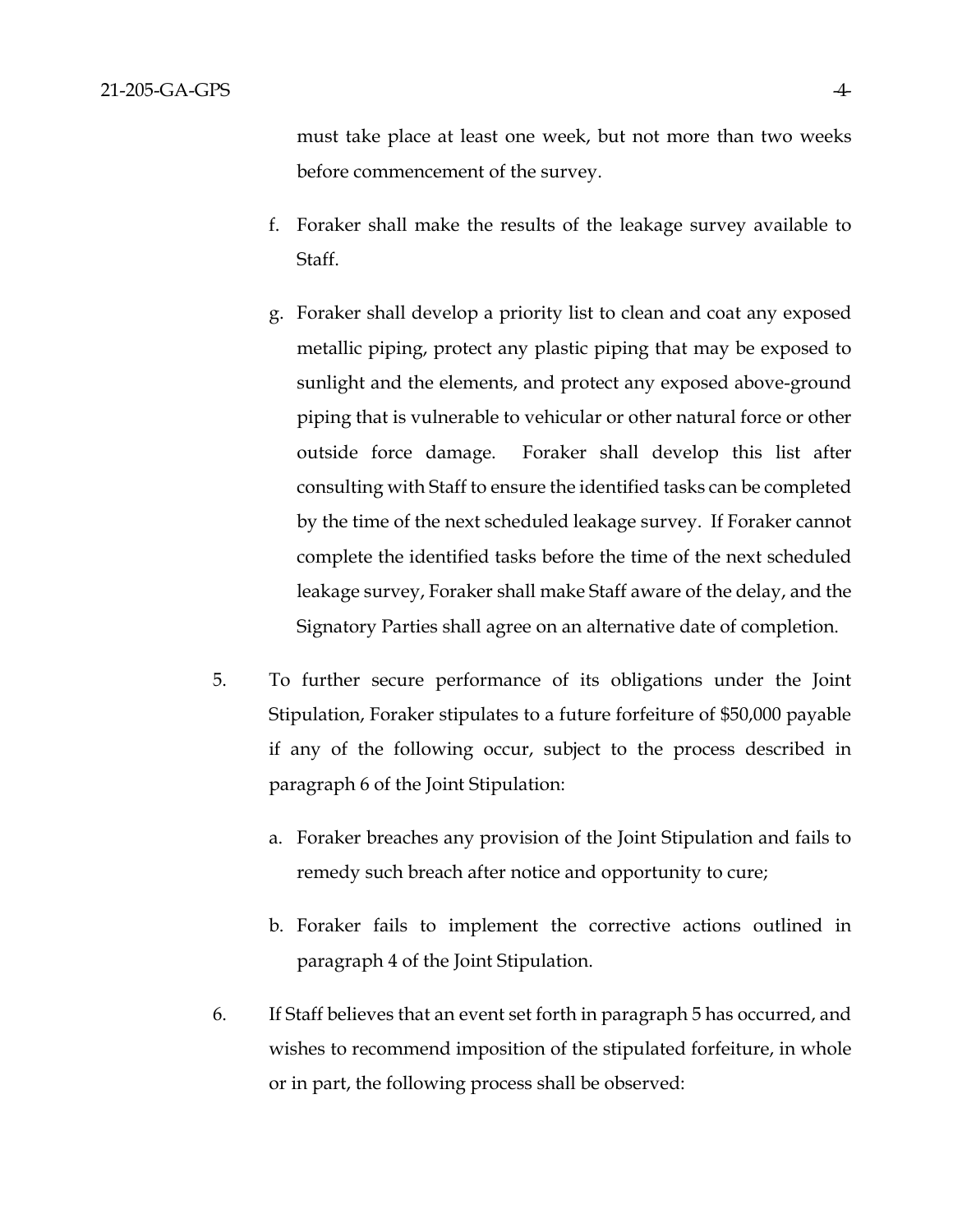must take place at least one week, but not more than two weeks before commencement of the survey.

f. Foraker shall make the results of the leakage survey available to Staff.

g. Foraker shall develop a priority list to clean and coat any exposed metallic piping, protect any plastic piping that may be exposed to sunlight and the elements, and protect any exposed above-ground piping that is vulnerable to vehicular or other natural force or other outside force damage. Foraker shall develop this list after consulting with Staff to ensure the identified tasks can be completed by the time of the next scheduled leakage survey. If Foraker cannot complete the identified tasks before the time of the next scheduled leakage survey, Foraker shall make Staff aware of the delay, and the Signatory Parties shall agree on an alternative date of completion.

5. To further secure performance of its obligations under the Joint Stipulation, Foraker stipulates to a future forfeiture of $50,000 payable if any of the following occur, subject to the process described in paragraph 6 of the Joint Stipulation:

   a. Foraker breaches any provision of the Joint Stipulation and fails to remedy such breach after notice and opportunity to cure;

   b. Foraker fails to implement the corrective actions outlined in paragraph 4 of the Joint Stipulation.

6. If Staff believes that an event set forth in paragraph 5 has occurred, and wishes to recommend imposition of the stipulated forfeiture, in whole or in part, the following process shall be observed: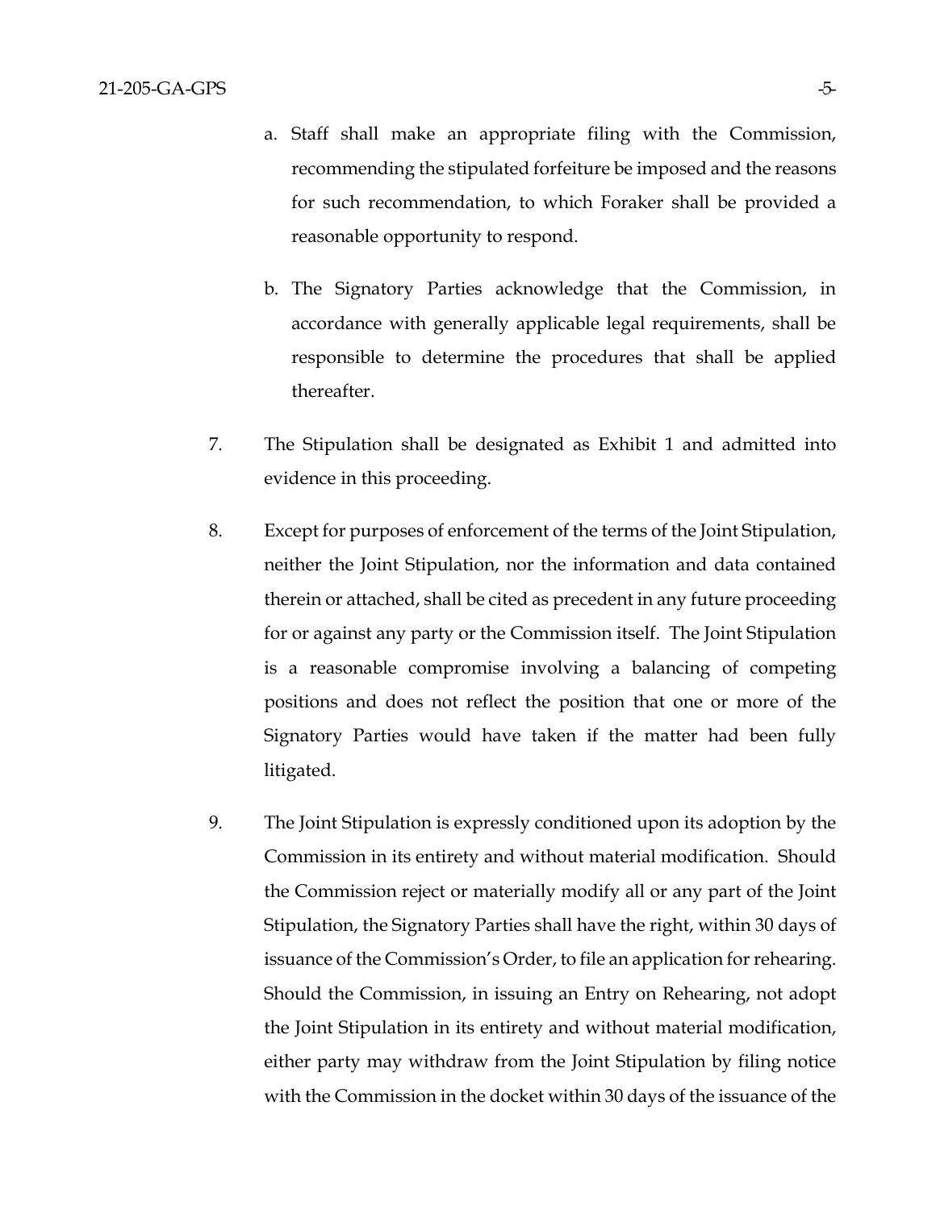a. Staff shall make an appropriate filing with the Commission, recommending the stipulated forfeiture be imposed and the reasons for such recommendation, to which Foraker shall be provided a reasonable opportunity to respond.

b. The Signatory Parties acknowledge that the Commission, in accordance with generally applicable legal requirements, shall be responsible to determine the procedures that shall be applied thereafter.

7. The Stipulation shall be designated as Exhibit 1 and admitted into evidence in this proceeding.

8. Except for purposes of enforcement of the terms of the Joint Stipulation, neither the Joint Stipulation, nor the information and data contained therein or attached, shall be cited as precedent in any future proceeding for or against any party or the Commission itself. The Joint Stipulation is a reasonable compromise involving a balancing of competing positions and does not reflect the position that one or more of the Signatory Parties would have taken if the matter had been fully litigated.

9. The Joint Stipulation is expressly conditioned upon its adoption by the Commission in its entirety and without material modification. Should the Commission reject or materially modify all or any part of the Joint Stipulation, the Signatory Parties shall have the right, within 30 days of issuance of the Commission's Order, to file an application for rehearing. Should the Commission, in issuing an Entry on Rehearing, not adopt the Joint Stipulation in its entirety and without material modification, either party may withdraw from the Joint Stipulation by filing notice with the Commission in the docket within 30 days of the issuance of the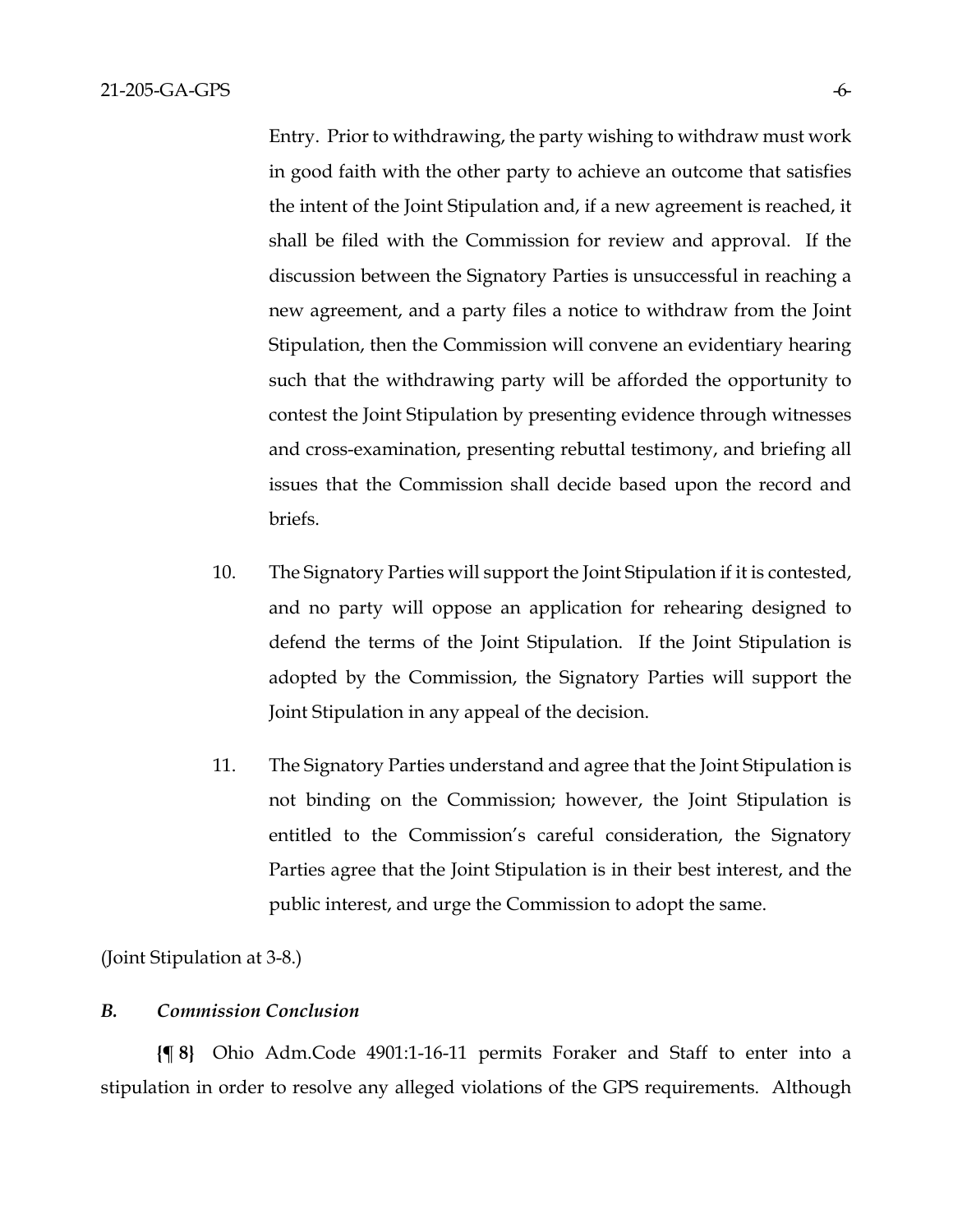Entry. Prior to withdrawing, the party wishing to withdraw must work in good faith with the other party to achieve an outcome that satisfies the intent of the Joint Stipulation and, if a new agreement is reached, it shall be filed with the Commission for review and approval. If the discussion between the Signatory Parties is unsuccessful in reaching a new agreement, and a party files a notice to withdraw from the Joint Stipulation, then the Commission will convene an evidentiary hearing such that the withdrawing party will be afforded the opportunity to contest the Joint Stipulation by presenting evidence through witnesses and cross-examination, presenting rebuttal testimony, and briefing all issues that the Commission shall decide based upon the record and briefs.

10. The Signatory Parties will support the Joint Stipulation if it is contested, and no party will oppose an application for rehearing designed to defend the terms of the Joint Stipulation. If the Joint Stipulation is adopted by the Commission, the Signatory Parties will support the Joint Stipulation in any appeal of the decision.

11. The Signatory Parties understand and agree that the Joint Stipulation is not binding on the Commission; however, the Joint Stipulation is entitled to the Commission's careful consideration, the Signatory Parties agree that the Joint Stipulation is in their best interest, and the public interest, and urge the Commission to adopt the same.

(Joint Stipulation at 3-8.)

### *B. Commission Conclusion*

**{¶ 8}** Ohio Adm.Code 4901:1-16-11 permits Foraker and Staff to enter into a stipulation in order to resolve any alleged violations of the GPS requirements. Although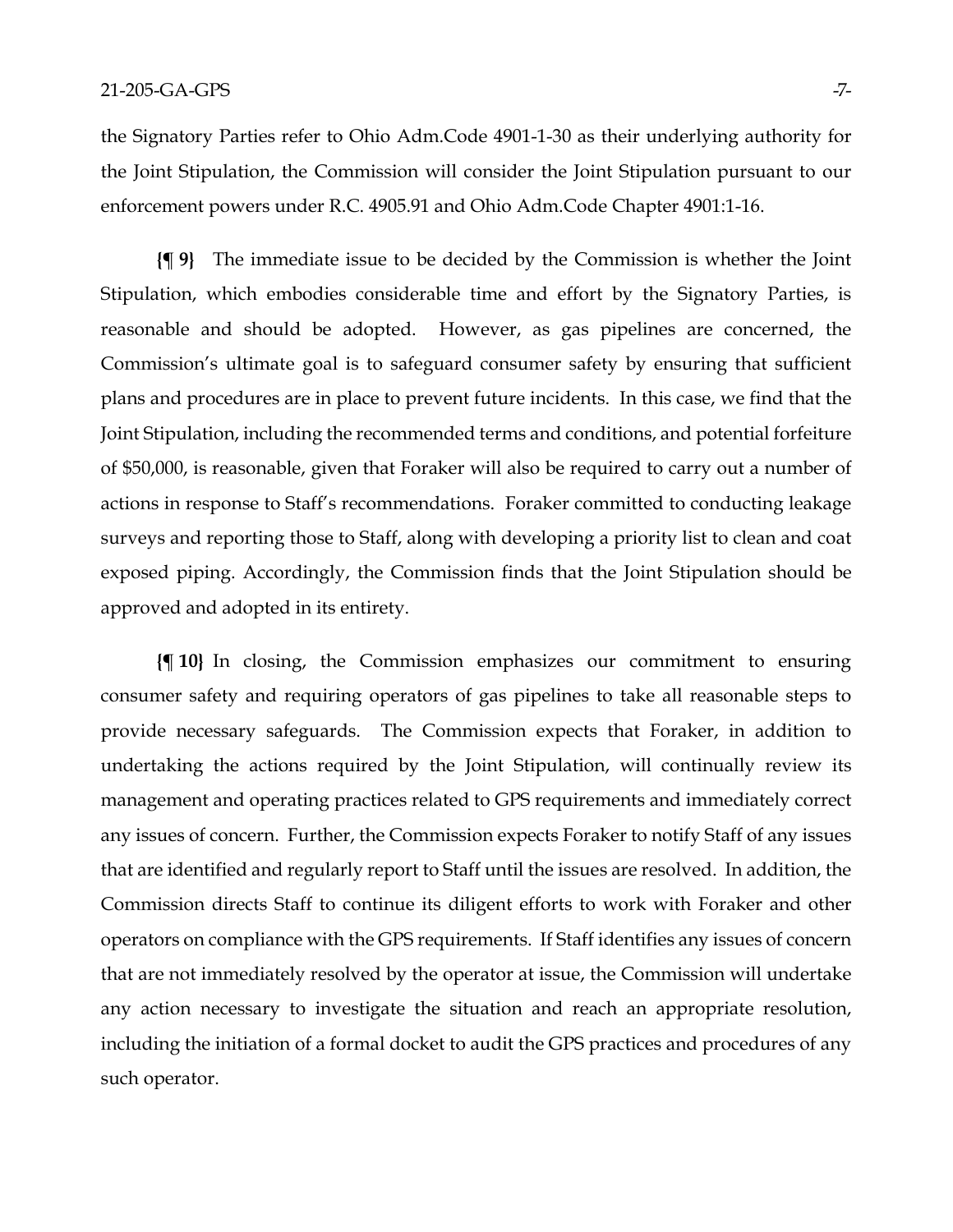the Signatory Parties refer to Ohio Adm.Code 4901-1-30 as their underlying authority for the Joint Stipulation, the Commission will consider the Joint Stipulation pursuant to our enforcement powers under R.C. 4905.91 and Ohio Adm.Code Chapter 4901:1-16.

**{¶ 9}** The immediate issue to be decided by the Commission is whether the Joint Stipulation, which embodies considerable time and effort by the Signatory Parties, is reasonable and should be adopted. However, as gas pipelines are concerned, the Commission's ultimate goal is to safeguard consumer safety by ensuring that sufficient plans and procedures are in place to prevent future incidents. In this case, we find that the Joint Stipulation, including the recommended terms and conditions, and potential forfeiture of $50,000, is reasonable, given that Foraker will also be required to carry out a number of actions in response to Staff's recommendations. Foraker committed to conducting leakage surveys and reporting those to Staff, along with developing a priority list to clean and coat exposed piping. Accordingly, the Commission finds that the Joint Stipulation should be approved and adopted in its entirety.

**{¶ 10}** In closing, the Commission emphasizes our commitment to ensuring consumer safety and requiring operators of gas pipelines to take all reasonable steps to provide necessary safeguards. The Commission expects that Foraker, in addition to undertaking the actions required by the Joint Stipulation, will continually review its management and operating practices related to GPS requirements and immediately correct any issues of concern. Further, the Commission expects Foraker to notify Staff of any issues that are identified and regularly report to Staff until the issues are resolved. In addition, the Commission directs Staff to continue its diligent efforts to work with Foraker and other operators on compliance with the GPS requirements. If Staff identifies any issues of concern that are not immediately resolved by the operator at issue, the Commission will undertake any action necessary to investigate the situation and reach an appropriate resolution, including the initiation of a formal docket to audit the GPS practices and procedures of any such operator.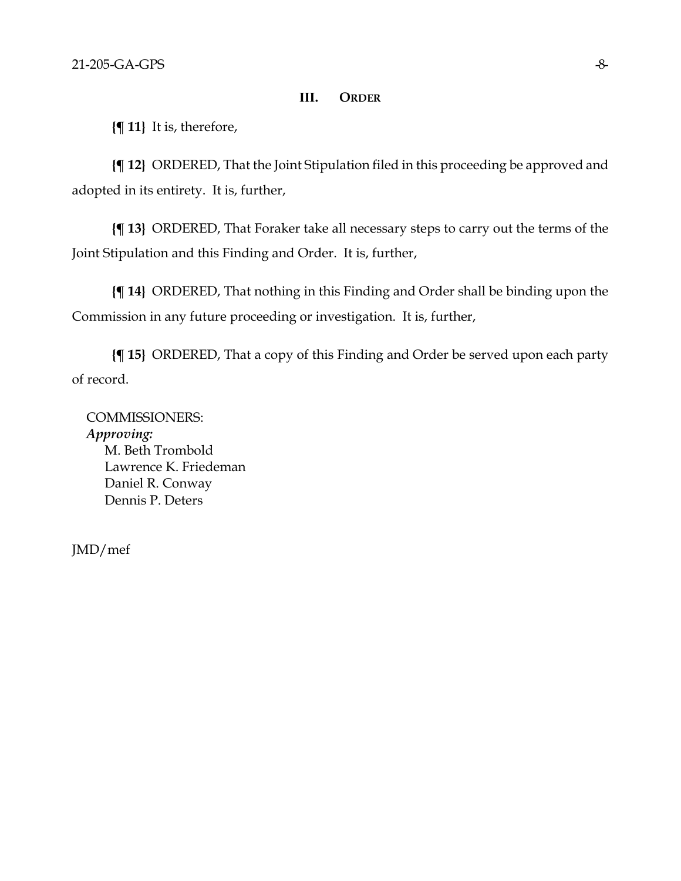## III. ORDER

**{¶ 11}** It is, therefore,

**{¶ 12}** ORDERED, That the Joint Stipulation filed in this proceeding be approved and adopted in its entirety. It is, further,

**{¶ 13}** ORDERED, That Foraker take all necessary steps to carry out the terms of the Joint Stipulation and this Finding and Order. It is, further,

**{¶ 14}** ORDERED, That nothing in this Finding and Order shall be binding upon the Commission in any future proceeding or investigation. It is, further,

**{¶ 15}** ORDERED, That a copy of this Finding and Order be served upon each party of record.

COMMISSIONERS:
*Approving:*
M. Beth Trombold
Lawrence K. Friedeman
Daniel R. Conway
Dennis P. Deters

JMD/mef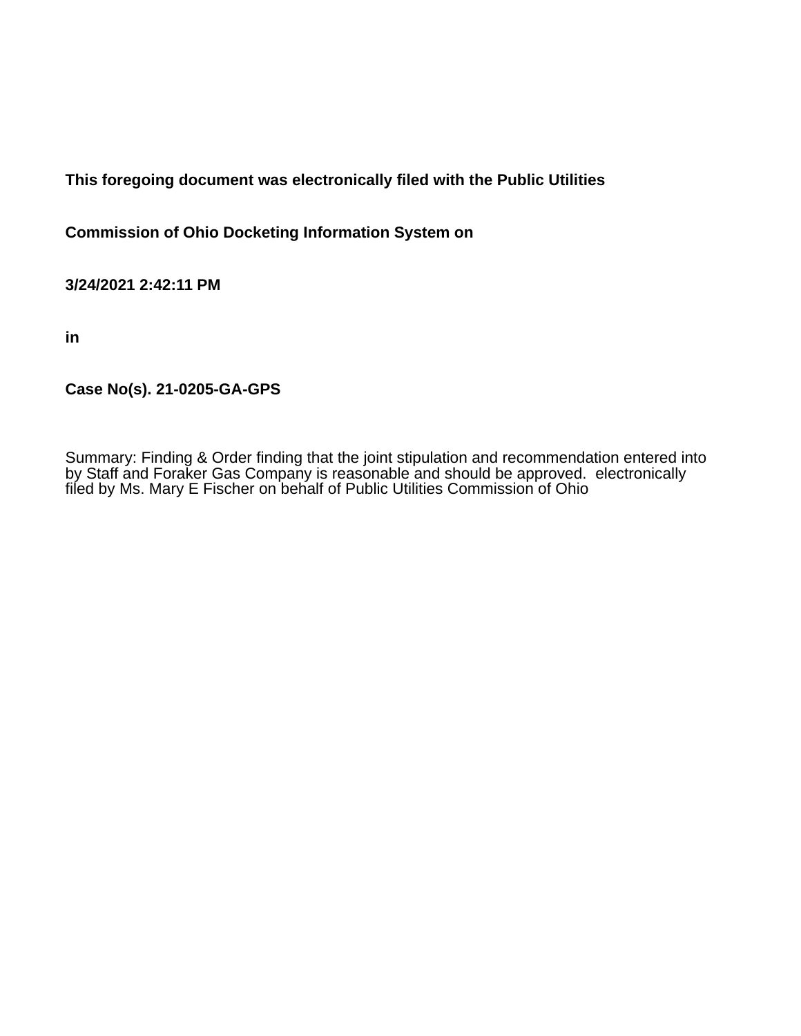**This foregoing document was electronically filed with the Public Utilities**

**Commission of Ohio Docketing Information System on**

**3/24/2021 2:42:11 PM**

**in**

**Case No(s). 21-0205-GA-GPS**

Summary: Finding & Order finding that the joint stipulation and recommendation entered into by Staff and Foraker Gas Company is reasonable and should be approved. electronically filed by Ms. Mary E Fischer on behalf of Public Utilities Commission of Ohio